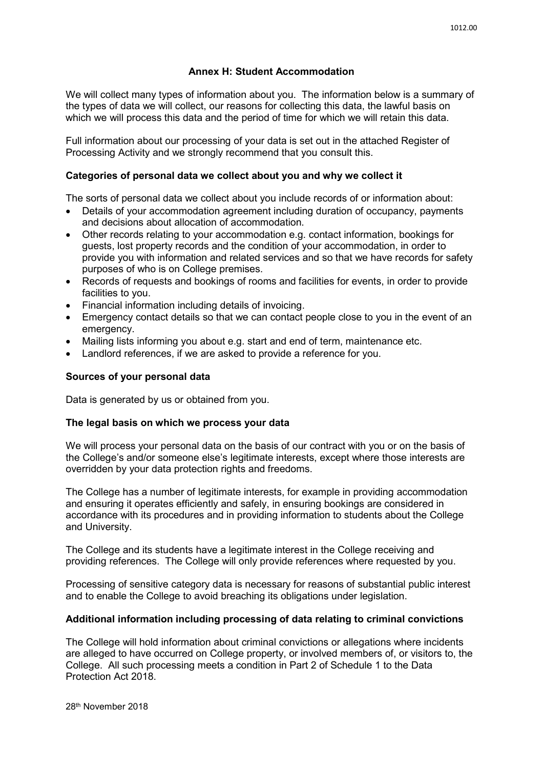## Annex H: Student Accommodation

We will collect many types of information about you. The information below is a summary of the types of data we will collect, our reasons for collecting this data, the lawful basis on which we will process this data and the period of time for which we will retain this data.

Full information about our processing of your data is set out in the attached Register of Processing Activity and we strongly recommend that you consult this.

### Categories of personal data we collect about you and why we collect it

The sorts of personal data we collect about you include records of or information about:

- Details of your accommodation agreement including duration of occupancy, payments and decisions about allocation of accommodation.
- Other records relating to your accommodation e.g. contact information, bookings for guests, lost property records and the condition of your accommodation, in order to provide you with information and related services and so that we have records for safety purposes of who is on College premises.
- Records of requests and bookings of rooms and facilities for events, in order to provide facilities to you.
- Financial information including details of invoicing.
- Emergency contact details so that we can contact people close to you in the event of an emergency.
- Mailing lists informing you about e.g. start and end of term, maintenance etc.
- Landlord references, if we are asked to provide a reference for you.

### Sources of your personal data

Data is generated by us or obtained from you.

### The legal basis on which we process your data

We will process your personal data on the basis of our contract with you or on the basis of the College's and/or someone else's legitimate interests, except where those interests are overridden by your data protection rights and freedoms.

The College has a number of legitimate interests, for example in providing accommodation and ensuring it operates efficiently and safely, in ensuring bookings are considered in accordance with its procedures and in providing information to students about the College and University.

The College and its students have a legitimate interest in the College receiving and providing references. The College will only provide references where requested by you.

Processing of sensitive category data is necessary for reasons of substantial public interest and to enable the College to avoid breaching its obligations under legislation.

### Additional information including processing of data relating to criminal convictions

The College will hold information about criminal convictions or allegations where incidents are alleged to have occurred on College property, or involved members of, or visitors to, the College. All such processing meets a condition in Part 2 of Schedule 1 to the Data Protection Act 2018.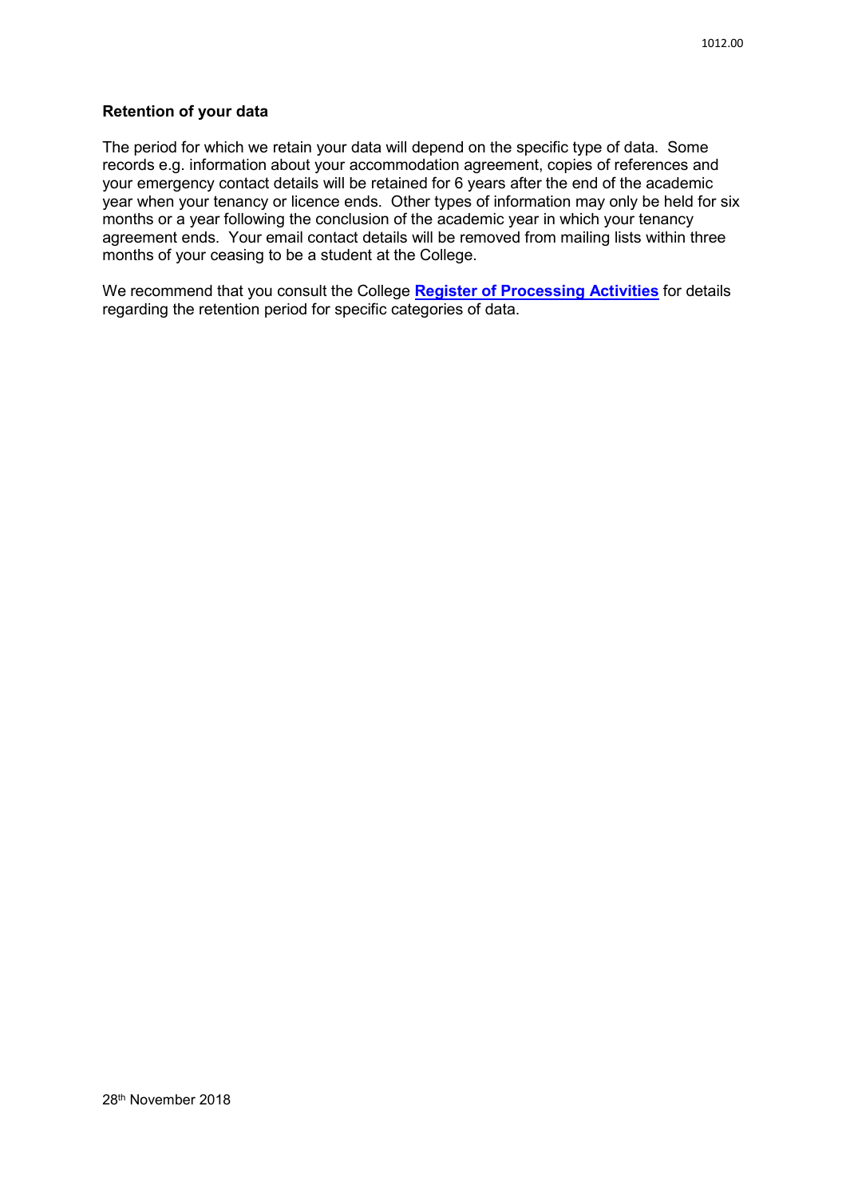**Retention of your data**

The period for which we retain your data will depend on the specific type of data. Some records e.g. information about your accommodation agreement, copies of references and your emergency contact details will be retained for 6 years after the end of the academic year when your tenancy or licence ends. Other types of information may only be held for six months or a year following the conclusion of the academic year in which your tenancy agreement ends. Your email contact details will be removed from mailing lists within three months of your ceasing to be a student at the College.

We recommend that you consult the College **Register of Processing Activities** for details regarding the retention period for specific categories of data.